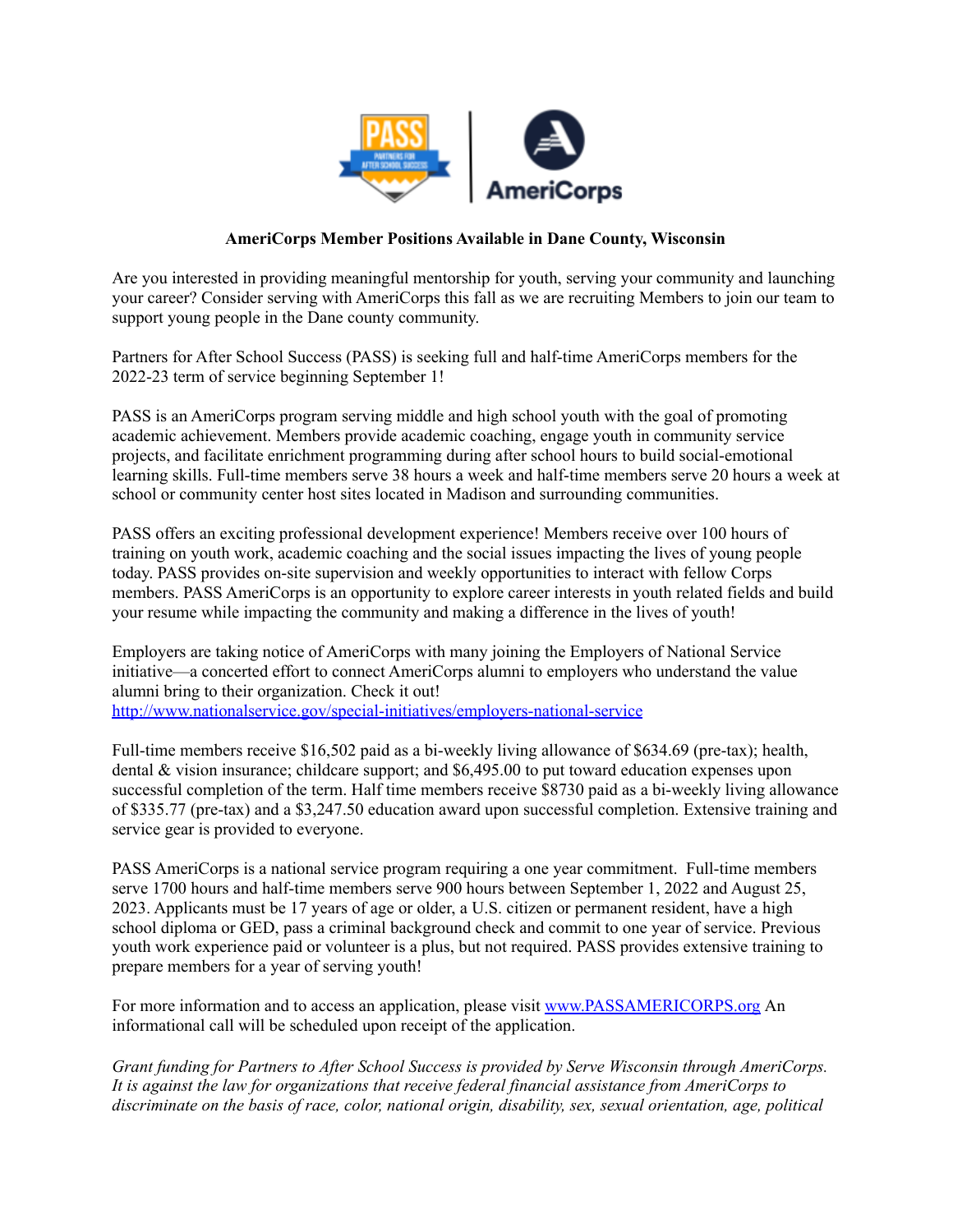**AmeriCorps Member Positions Available in Dane County, Wisconsin**

Are you interested in providing meaningful mentorship for youth, serving your community and launching your career? Consider serving with AmeriCorps this fall as we are recruiting Members to join our team to support young people in the Dane county community.

Partners for After School Success (PASS) is seeking full and half-time AmeriCorps members for the 2022-23 term of service beginning September 1!

PASS is an AmeriCorps program serving middle and high school youth with the goal of promoting academic achievement. Members provide academic coaching, engage youth in community service projects, and facilitate enrichment programming during after school hours to build social-emotional learning skills. Full-time members serve 38 hours a week and half-time members serve 20 hours a week at school or community center host sites located in Madison and surrounding communities.

PASS offers an exciting professional development experience! Members receive over 100 hours of training on youth work, academic coaching and the social issues impacting the lives of young people today. PASS provides on-site supervision and weekly opportunities to interact with fellow Corps members. PASS AmeriCorps is an opportunity to explore career interests in youth related fields and build your resume while impacting the community and making a difference in the lives of youth!

Employers are taking notice of AmeriCorps with many joining the Employers of National Service initiative—a concerted effort to connect AmeriCorps alumni to employers who understand the value alumni bring to their organization. Check it out!
http://www.nationalservice.gov/special-initiatives/employers-national-service

Full-time members receive $16,502 paid as a bi-weekly living allowance of $634.69 (pre-tax); health, dental & vision insurance; childcare support; and $6,495.00 to put toward education expenses upon successful completion of the term. Half time members receive $8730 paid as a bi-weekly living allowance of $335.77 (pre-tax) and a $3,247.50 education award upon successful completion. Extensive training and service gear is provided to everyone.

PASS AmeriCorps is a national service program requiring a one year commitment. Full-time members serve 1700 hours and half-time members serve 900 hours between September 1, 2022 and August 25, 2023. Applicants must be 17 years of age or older, a U.S. citizen or permanent resident, have a high school diploma or GED, pass a criminal background check and commit to one year of service. Previous youth work experience paid or volunteer is a plus, but not required. PASS provides extensive training to prepare members for a year of serving youth!

For more information and to access an application, please visit www.PASSAMERICORPS.org An informational call will be scheduled upon receipt of the application.

*Grant funding for Partners to After School Success is provided by Serve Wisconsin through AmeriCorps. It is against the law for organizations that receive federal financial assistance from AmeriCorps to discriminate on the basis of race, color, national origin, disability, sex, sexual orientation, age, political*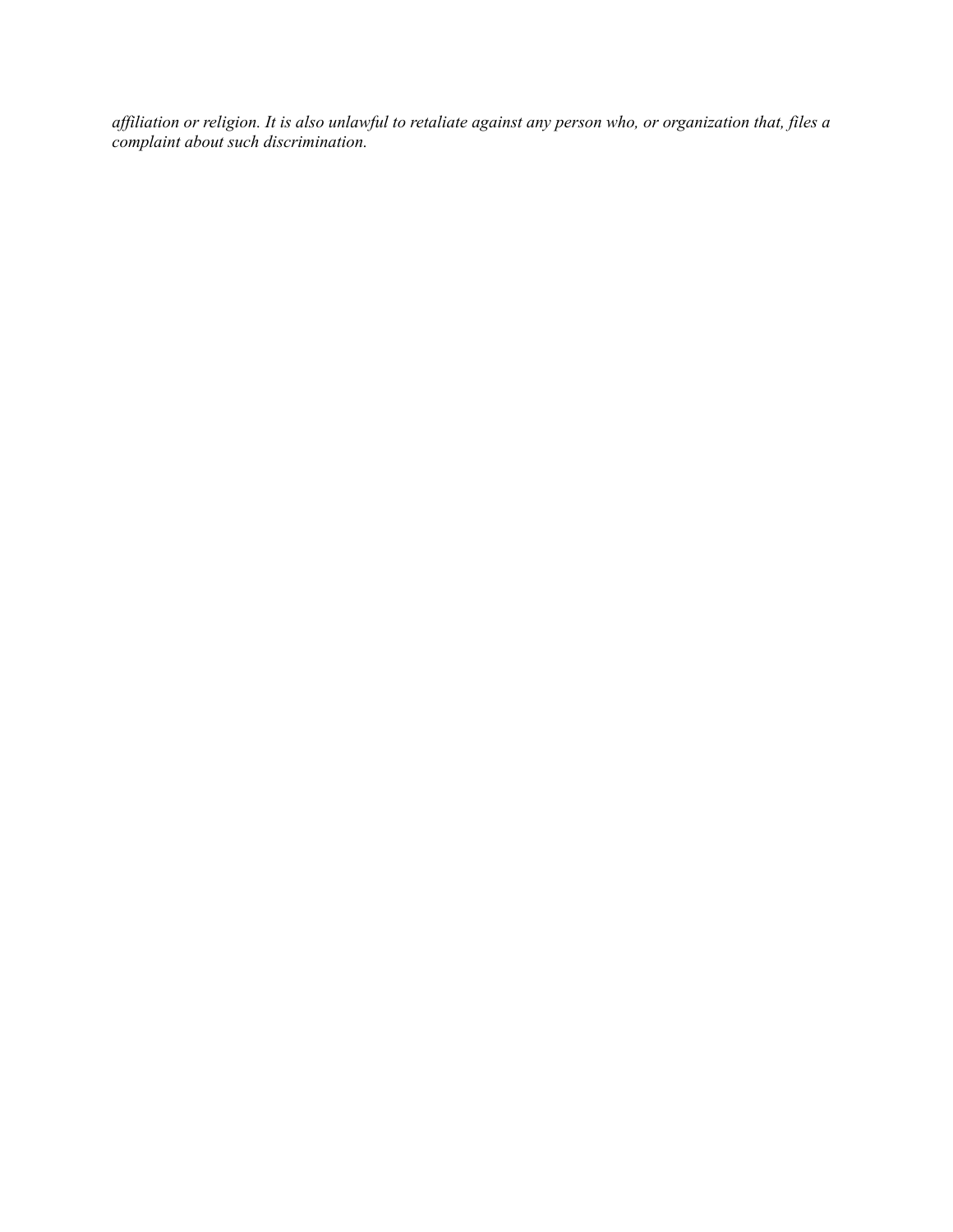*affiliation or religion. It is also unlawful to retaliate against any person who, or organization that, files a complaint about such discrimination.*